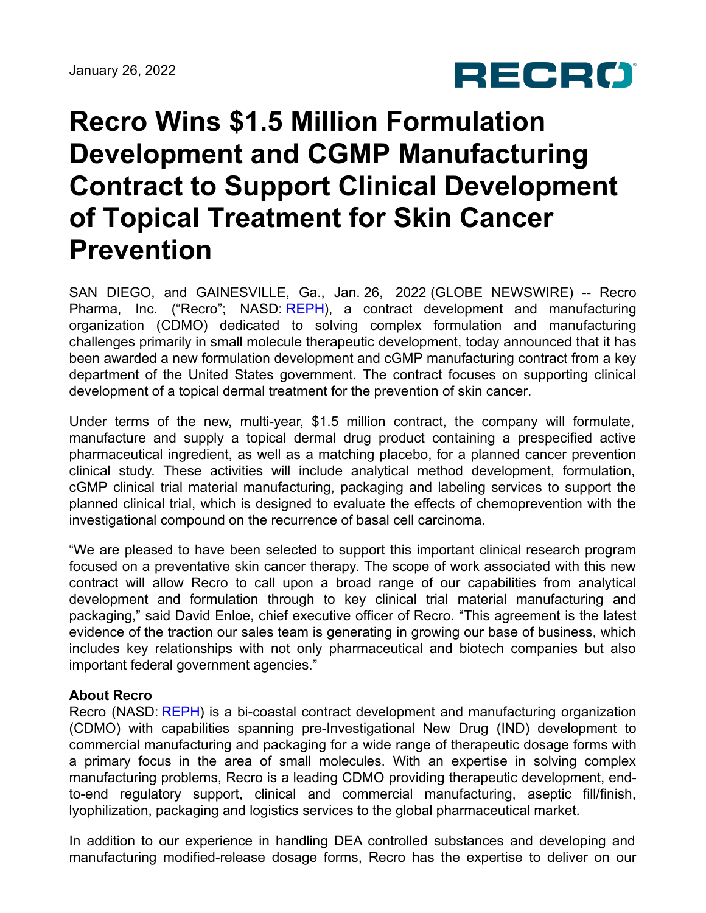January 26, 2022

RECRO

# Recro Wins $1.5 Million Formulation Development and CGMP Manufacturing Contract to Support Clinical Development of Topical Treatment for Skin Cancer Prevention

SAN DIEGO, and GAINESVILLE, Ga., Jan. 26, 2022 (GLOBE NEWSWIRE) -- Recro Pharma, Inc. ("Recro"; NASD: REPH), a contract development and manufacturing organization (CDMO) dedicated to solving complex formulation and manufacturing challenges primarily in small molecule therapeutic development, today announced that it has been awarded a new formulation development and cGMP manufacturing contract from a key department of the United States government. The contract focuses on supporting clinical development of a topical dermal treatment for the prevention of skin cancer.

Under terms of the new, multi-year, $1.5 million contract, the company will formulate, manufacture and supply a topical dermal drug product containing a prespecified active pharmaceutical ingredient, as well as a matching placebo, for a planned cancer prevention clinical study. These activities will include analytical method development, formulation, cGMP clinical trial material manufacturing, packaging and labeling services to support the planned clinical trial, which is designed to evaluate the effects of chemoprevention with the investigational compound on the recurrence of basal cell carcinoma.

"We are pleased to have been selected to support this important clinical research program focused on a preventative skin cancer therapy. The scope of work associated with this new contract will allow Recro to call upon a broad range of our capabilities from analytical development and formulation through to key clinical trial material manufacturing and packaging," said David Enloe, chief executive officer of Recro. "This agreement is the latest evidence of the traction our sales team is generating in growing our base of business, which includes key relationships with not only pharmaceutical and biotech companies but also important federal government agencies."

**About Recro**

Recro (NASD: REPH) is a bi-coastal contract development and manufacturing organization (CDMO) with capabilities spanning pre-Investigational New Drug (IND) development to commercial manufacturing and packaging for a wide range of therapeutic dosage forms with a primary focus in the area of small molecules. With an expertise in solving complex manufacturing problems, Recro is a leading CDMO providing therapeutic development, end-to-end regulatory support, clinical and commercial manufacturing, aseptic fill/finish, lyophilization, packaging and logistics services to the global pharmaceutical market.

In addition to our experience in handling DEA controlled substances and developing and manufacturing modified-release dosage forms, Recro has the expertise to deliver on our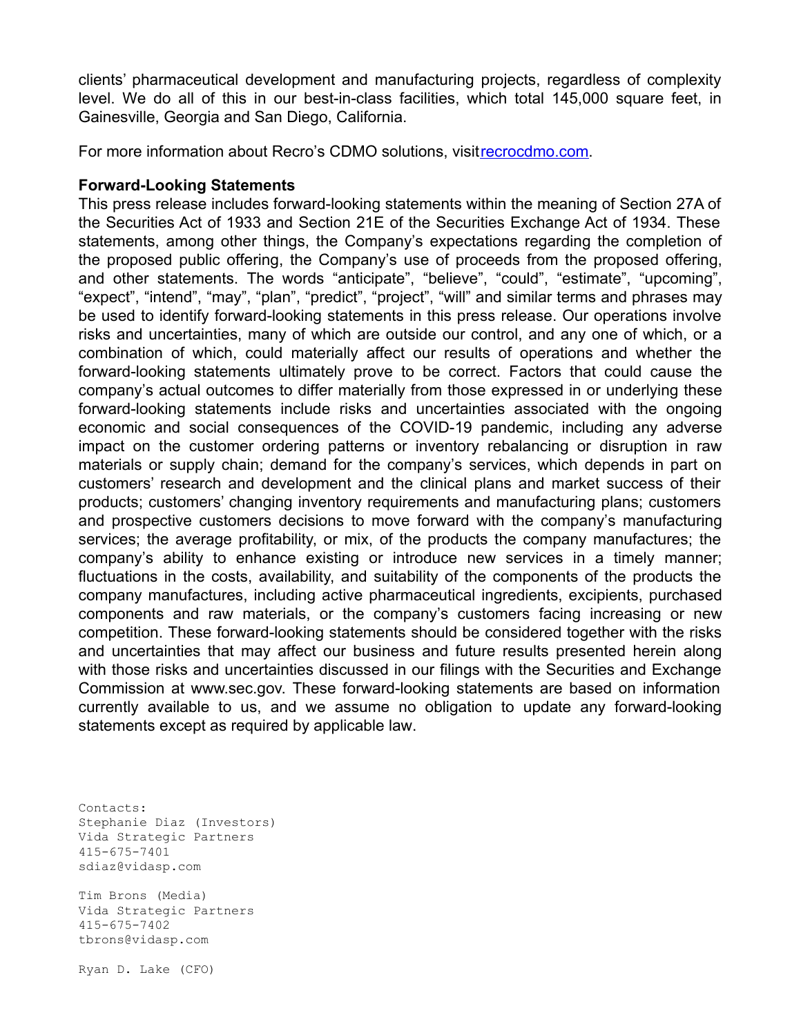clients' pharmaceutical development and manufacturing projects, regardless of complexity level. We do all of this in our best-in-class facilities, which total 145,000 square feet, in Gainesville, Georgia and San Diego, California.

For more information about Recro's CDMO solutions, visit[recrocdmo.com](recrocdmo.com).

**Forward-Looking Statements**

This press release includes forward-looking statements within the meaning of Section 27A of the Securities Act of 1933 and Section 21E of the Securities Exchange Act of 1934. These statements, among other things, the Company's expectations regarding the completion of the proposed public offering, the Company's use of proceeds from the proposed offering, and other statements. The words "anticipate", "believe", "could", "estimate", "upcoming", "expect", "intend", "may", "plan", "predict", "project", "will" and similar terms and phrases may be used to identify forward-looking statements in this press release. Our operations involve risks and uncertainties, many of which are outside our control, and any one of which, or a combination of which, could materially affect our results of operations and whether the forward-looking statements ultimately prove to be correct. Factors that could cause the company's actual outcomes to differ materially from those expressed in or underlying these forward-looking statements include risks and uncertainties associated with the ongoing economic and social consequences of the COVID-19 pandemic, including any adverse impact on the customer ordering patterns or inventory rebalancing or disruption in raw materials or supply chain; demand for the company's services, which depends in part on customers' research and development and the clinical plans and market success of their products; customers' changing inventory requirements and manufacturing plans; customers and prospective customers decisions to move forward with the company's manufacturing services; the average profitability, or mix, of the products the company manufactures; the company's ability to enhance existing or introduce new services in a timely manner; fluctuations in the costs, availability, and suitability of the components of the products the company manufactures, including active pharmaceutical ingredients, excipients, purchased components and raw materials, or the company's customers facing increasing or new competition. These forward-looking statements should be considered together with the risks and uncertainties that may affect our business and future results presented herein along with those risks and uncertainties discussed in our filings with the Securities and Exchange Commission at www.sec.gov. These forward-looking statements are based on information currently available to us, and we assume no obligation to update any forward-looking statements except as required by applicable law.

```
Contacts:
Stephanie Diaz (Investors)
Vida Strategic Partners
415-675-7401
sdiaz@vidasp.com

Tim Brons (Media)
Vida Strategic Partners
415-675-7402
tbrons@vidasp.com

Ryan D. Lake (CFO)
```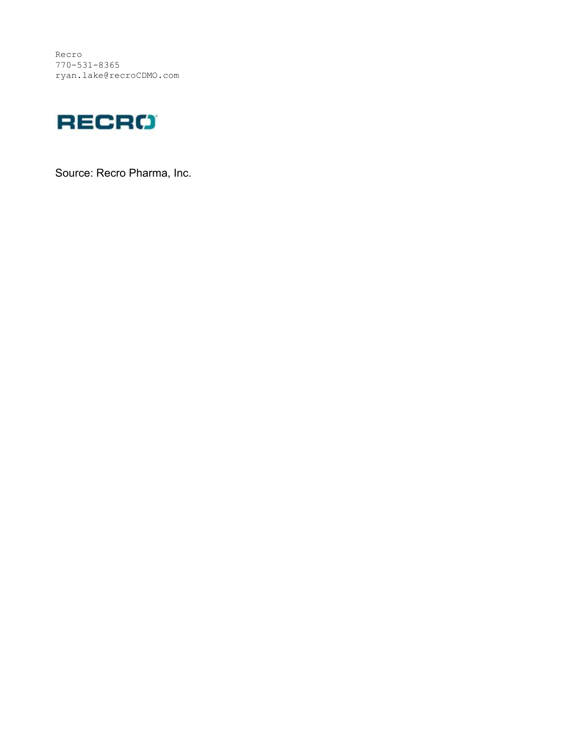Recro
770-531-8365
ryan.lake@recroCDMO.com

Source: Recro Pharma, Inc.